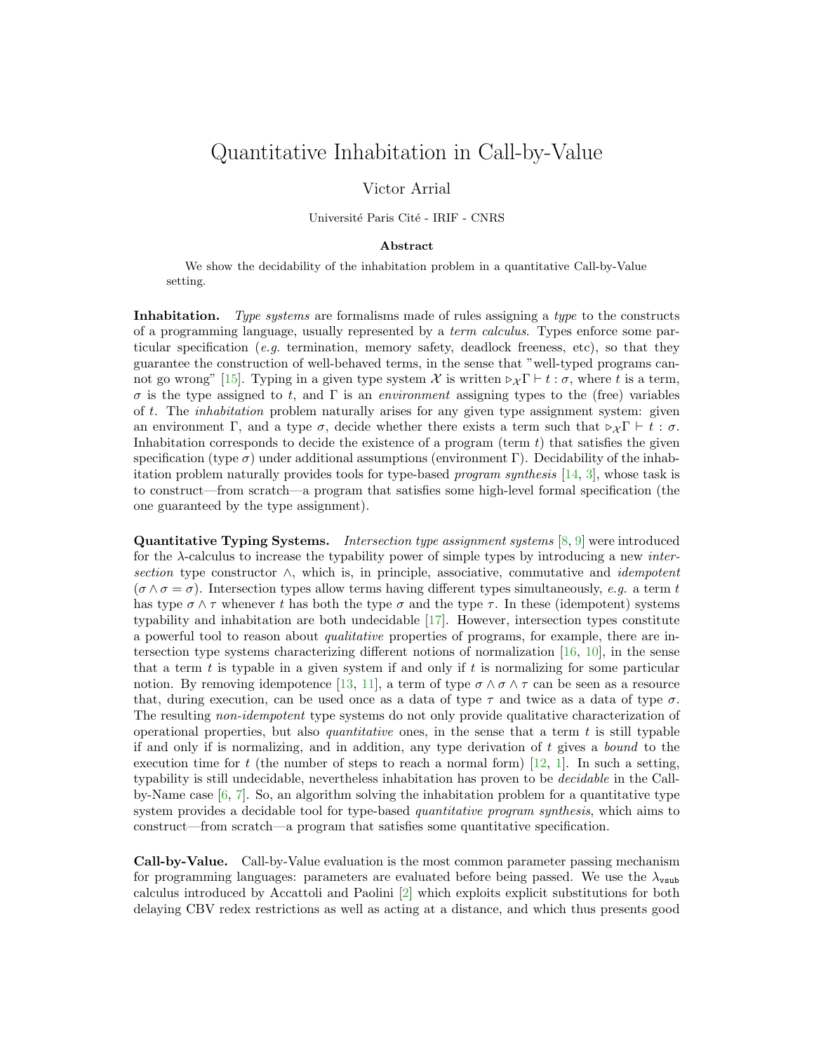# Quantitative Inhabitation in Call-by-Value

Victor Arrial

Université Paris Cité - IRIF - CNRS

**Abstract**

We show the decidability of the inhabitation problem in a quantitative Call-by-Value setting.

**Inhabitation.** *Type systems* are formalisms made of rules assigning a *type* to the constructs of a programming language, usually represented by a *term calculus*. Types enforce some particular specification (*e.g.* termination, memory safety, deadlock freeness, etc), so that they guarantee the construction of well-behaved terms, in the sense that "well-typed programs cannot go wrong" [15]. Typing in a given type system $\mathcal{X}$ is written $\triangleright_{\mathcal{X}} \Gamma \vdash t : \sigma$, where $t$ is a term, $\sigma$ is the type assigned to $t$, and $\Gamma$ is an *environment* assigning types to the (free) variables of $t$. The *inhabitation* problem naturally arises for any given type assignment system: given an environment $\Gamma$, and a type $\sigma$, decide whether there exists a term such that $\triangleright_{\mathcal{X}} \Gamma \vdash t : \sigma$. Inhabitation corresponds to decide the existence of a program (term $t$) that satisfies the given specification (type $\sigma$) under additional assumptions (environment $\Gamma$). Decidability of the inhabitation problem naturally provides tools for type-based *program synthesis* [14, 3], whose task is to construct—from scratch—a program that satisfies some high-level formal specification (the one guaranteed by the type assignment).

**Quantitative Typing Systems.** *Intersection type assignment systems* [8, 9] were introduced for the $\lambda$-calculus to increase the typability power of simple types by introducing a new *intersection* type constructor $\wedge$, which is, in principle, associative, commutative and *idempotent* ($\sigma \wedge \sigma = \sigma$). Intersection types allow terms having different types simultaneously, *e.g.* a term $t$ has type $\sigma \wedge \tau$ whenever $t$ has both the type $\sigma$ and the type $\tau$. In these (idempotent) systems typability and inhabitation are both undecidable [17]. However, intersection types constitute a powerful tool to reason about *qualitative* properties of programs, for example, there are intersection type systems characterizing different notions of normalization [16, 10], in the sense that a term $t$ is typable in a given system if and only if $t$ is normalizing for some particular notion. By removing idempotence [13, 11], a term of type $\sigma \wedge \sigma \wedge \tau$ can be seen as a resource that, during execution, can be used once as a data of type $\tau$ and twice as a data of type $\sigma$. The resulting *non-idempotent* type systems do not only provide qualitative characterization of operational properties, but also *quantitative* ones, in the sense that a term $t$ is still typable if and only if is normalizing, and in addition, any type derivation of $t$ gives a *bound* to the execution time for $t$ (the number of steps to reach a normal form) [12, 1]. In such a setting, typability is still undecidable, nevertheless inhabitation has proven to be *decidable* in the Call-by-Name case [6, 7]. So, an algorithm solving the inhabitation problem for a quantitative type system provides a decidable tool for type-based *quantitative program synthesis*, which aims to construct—from scratch—a program that satisfies some quantitative specification.

**Call-by-Value.** Call-by-Value evaluation is the most common parameter passing mechanism for programming languages: parameters are evaluated before being passed. We use the $\lambda_{\texttt{vsub}}$ calculus introduced by Accattoli and Paolini [2] which exploits explicit substitutions for both delaying CBV redex restrictions as well as acting at a distance, and which thus presents good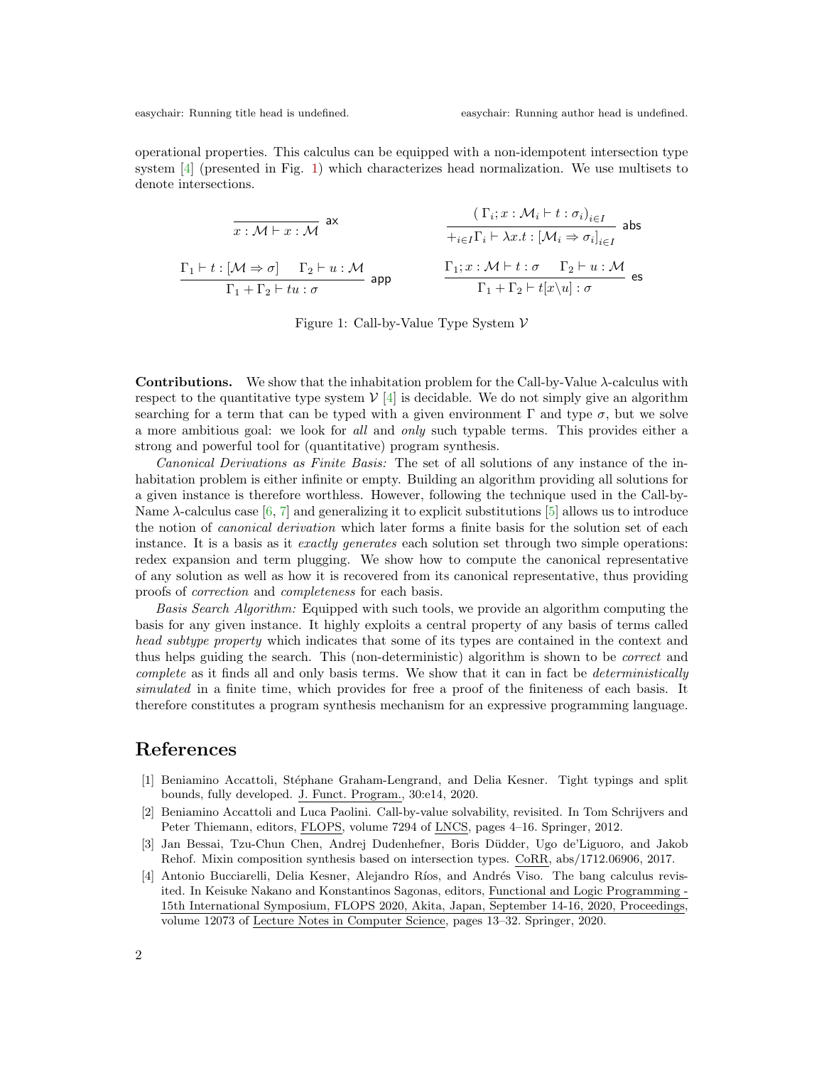operational properties. This calculus can be equipped with a non-idempotent intersection type system [4] (presented in Fig. 1) which characterizes head normalization. We use multisets to denote intersections.

$$\frac{}{x : \mathcal{M} \vdash x : \mathcal{M}}\ \mathsf{ax} \qquad \frac{(\,\Gamma_i; x : \mathcal{M}_i \vdash t : \sigma_i)_{i \in I}}{+_{i \in I}\Gamma_i \vdash \lambda x.t : [\mathcal{M}_i \Rightarrow \sigma_i]_{i \in I}}\ \mathsf{abs}$$

$$\frac{\Gamma_1 \vdash t : [\mathcal{M} \Rightarrow \sigma] \quad \Gamma_2 \vdash u : \mathcal{M}}{\Gamma_1 + \Gamma_2 \vdash tu : \sigma}\ \mathsf{app} \qquad \frac{\Gamma_1; x : \mathcal{M} \vdash t : \sigma \quad \Gamma_2 \vdash u : \mathcal{M}}{\Gamma_1 + \Gamma_2 \vdash t[x \backslash u] : \sigma}\ \mathsf{es}$$

Figure 1: Call-by-Value Type System $\mathcal{V}$

**Contributions.** We show that the inhabitation problem for the Call-by-Value $\lambda$-calculus with respect to the quantitative type system $\mathcal{V}$ [4] is decidable. We do not simply give an algorithm searching for a term that can be typed with a given environment $\Gamma$ and type $\sigma$, but we solve a more ambitious goal: we look for *all* and *only* such typable terms. This provides either a strong and powerful tool for (quantitative) program synthesis.

*Canonical Derivations as Finite Basis:* The set of all solutions of any instance of the inhabitation problem is either infinite or empty. Building an algorithm providing all solutions for a given instance is therefore worthless. However, following the technique used in the Call-by-Name $\lambda$-calculus case [6, 7] and generalizing it to explicit substitutions [5] allows us to introduce the notion of *canonical derivation* which later forms a finite basis for the solution set of each instance. It is a basis as it *exactly generates* each solution set through two simple operations: redex expansion and term plugging. We show how to compute the canonical representative of any solution as well as how it is recovered from its canonical representative, thus providing proofs of *correction* and *completeness* for each basis.

*Basis Search Algorithm:* Equipped with such tools, we provide an algorithm computing the basis for any given instance. It highly exploits a central property of any basis of terms called *head subtype property* which indicates that some of its types are contained in the context and thus helps guiding the search. This (non-deterministic) algorithm is shown to be *correct* and *complete* as it finds all and only basis terms. We show that it can in fact be *deterministically simulated* in a finite time, which provides for free a proof of the finiteness of each basis. It therefore constitutes a program synthesis mechanism for an expressive programming language.

# References

[1] Beniamino Accattoli, Stéphane Graham-Lengrand, and Delia Kesner. Tight typings and split bounds, fully developed. J. Funct. Program., 30:e14, 2020.

[2] Beniamino Accattoli and Luca Paolini. Call-by-value solvability, revisited. In Tom Schrijvers and Peter Thiemann, editors, FLOPS, volume 7294 of LNCS, pages 4–16. Springer, 2012.

[3] Jan Bessai, Tzu-Chun Chen, Andrej Dudenhefner, Boris Düdder, Ugo de'Liguoro, and Jakob Rehof. Mixin composition synthesis based on intersection types. CoRR, abs/1712.06906, 2017.

[4] Antonio Bucciarelli, Delia Kesner, Alejandro Ríos, and Andrés Viso. The bang calculus revisited. In Keisuke Nakano and Konstantinos Sagonas, editors, Functional and Logic Programming - 15th International Symposium, FLOPS 2020, Akita, Japan, September 14-16, 2020, Proceedings, volume 12073 of Lecture Notes in Computer Science, pages 13–32. Springer, 2020.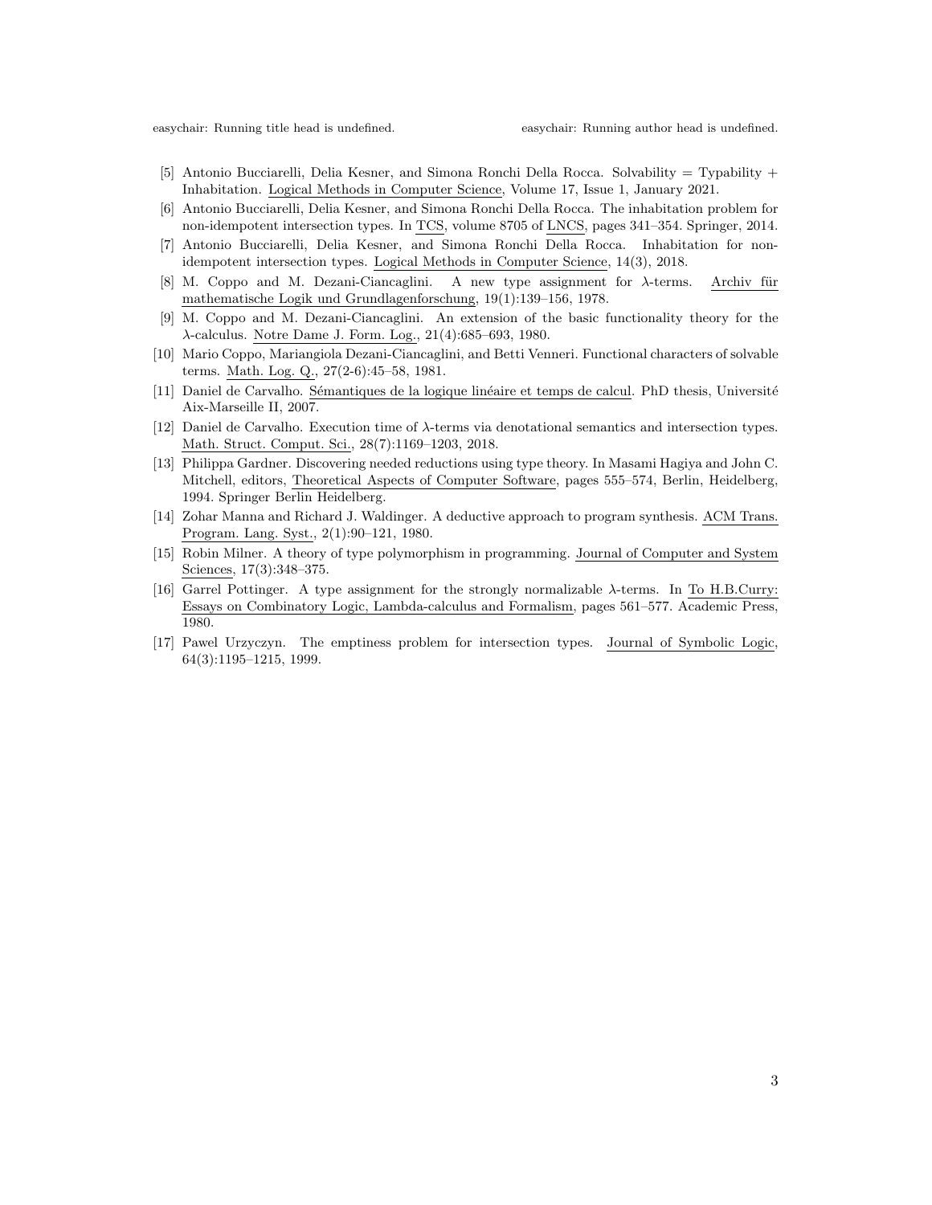[5] Antonio Bucciarelli, Delia Kesner, and Simona Ronchi Della Rocca. Solvability = Typability + Inhabitation. Logical Methods in Computer Science, Volume 17, Issue 1, January 2021.

[6] Antonio Bucciarelli, Delia Kesner, and Simona Ronchi Della Rocca. The inhabitation problem for non-idempotent intersection types. In TCS, volume 8705 of LNCS, pages 341–354. Springer, 2014.

[7] Antonio Bucciarelli, Delia Kesner, and Simona Ronchi Della Rocca. Inhabitation for non-idempotent intersection types. Logical Methods in Computer Science, 14(3), 2018.

[8] M. Coppo and M. Dezani-Ciancaglini. A new type assignment for $\lambda$-terms. Archiv für mathematische Logik und Grundlagenforschung, 19(1):139–156, 1978.

[9] M. Coppo and M. Dezani-Ciancaglini. An extension of the basic functionality theory for the $\lambda$-calculus. Notre Dame J. Form. Log., 21(4):685–693, 1980.

[10] Mario Coppo, Mariangiola Dezani-Ciancaglini, and Betti Venneri. Functional characters of solvable terms. Math. Log. Q., 27(2-6):45–58, 1981.

[11] Daniel de Carvalho. Sémantiques de la logique linéaire et temps de calcul. PhD thesis, Université Aix-Marseille II, 2007.

[12] Daniel de Carvalho. Execution time of $\lambda$-terms via denotational semantics and intersection types. Math. Struct. Comput. Sci., 28(7):1169–1203, 2018.

[13] Philippa Gardner. Discovering needed reductions using type theory. In Masami Hagiya and John C. Mitchell, editors, Theoretical Aspects of Computer Software, pages 555–574, Berlin, Heidelberg, 1994. Springer Berlin Heidelberg.

[14] Zohar Manna and Richard J. Waldinger. A deductive approach to program synthesis. ACM Trans. Program. Lang. Syst., 2(1):90–121, 1980.

[15] Robin Milner. A theory of type polymorphism in programming. Journal of Computer and System Sciences, 17(3):348–375.

[16] Garrel Pottinger. A type assignment for the strongly normalizable $\lambda$-terms. In To H.B.Curry: Essays on Combinatory Logic, Lambda-calculus and Formalism, pages 561–577. Academic Press, 1980.

[17] Pawel Urzyczyn. The emptiness problem for intersection types. Journal of Symbolic Logic, 64(3):1195–1215, 1999.